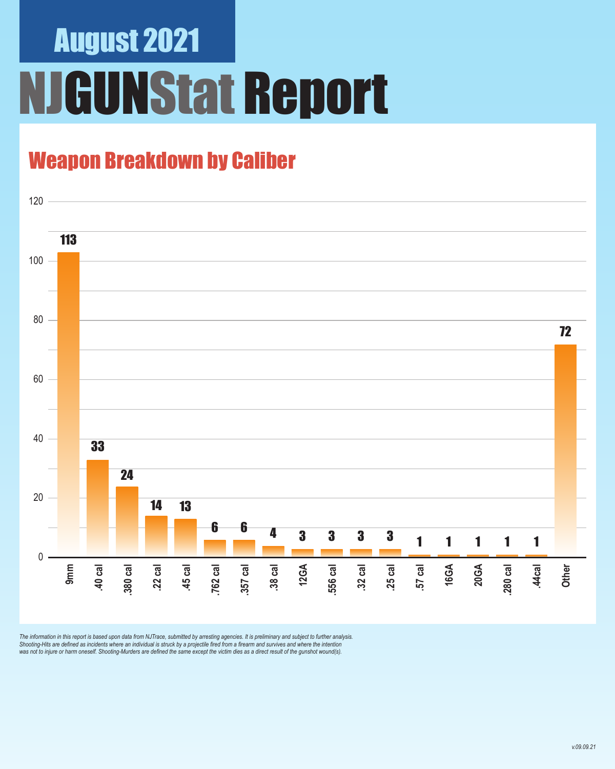# August 2021

# NJGUNStat Report

## Weapon Breakdown by Caliber

| Caliber | Count |
| --- | --- |
| 9mm | 113 |
| .40 cal | 33 |
| .380 cal | 24 |
| .22 cal | 14 |
| .45 cal | 13 |
| .762 cal | 6 |
| .357 cal | 6 |
| .38 cal | 4 |
| 12GA | 3 |
| .556 cal | 3 |
| .32 cal | 3 |
| .25 cal | 3 |
| .57 cal | 1 |
| 16GA | 1 |
| 20GA | 1 |
| .280 cal | 1 |
| .44cal | 1 |
| Other | 72 |

*The information in this report is based upon data from NJTrace, submitted by arresting agencies. It is preliminary and subject to further analysis. Shooting-Hits are defined as incidents where an individual is struck by a projectile fired from a firearm and survives and where the intention was not to injure or harm oneself. Shooting-Murders are defined the same except the victim dies as a direct result of the gunshot wound(s).*

*v.09.09.21*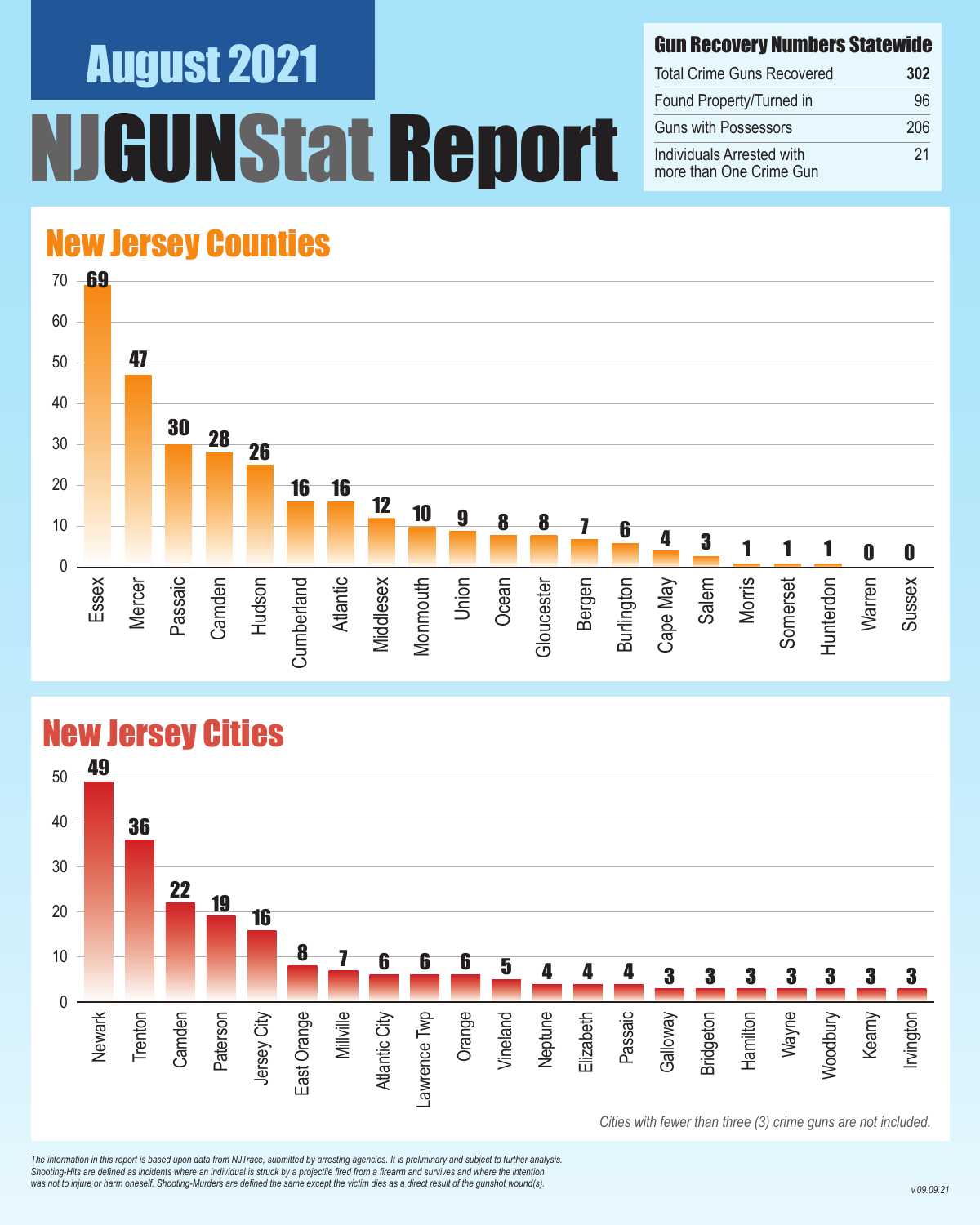# August 2021

# NJGUNStat Report

## Gun Recovery Numbers Statewide

| | |
|---|---|
| Total Crime Guns Recovered | **302** |
| Found Property/Turned in | 96 |
| Guns with Possessors | 206 |
| Individuals Arrested with more than One Crime Gun | 21 |

## New Jersey Counties

| County | Crime Guns |
|---|---|
| Essex | 69 |
| Mercer | 47 |
| Passaic | 30 |
| Camden | 28 |
| Hudson | 26 |
| Cumberland | 16 |
| Atlantic | 16 |
| Middlesex | 12 |
| Monmouth | 10 |
| Union | 9 |
| Ocean | 8 |
| Gloucester | 8 |
| Bergen | 7 |
| Burlington | 6 |
| Cape May | 4 |
| Salem | 3 |
| Morris | 1 |
| Somerset | 1 |
| Hunterdon | 1 |
| Warren | 0 |
| Sussex | 0 |

## New Jersey Cities

| City | Crime Guns |
|---|---|
| Newark | 49 |
| Trenton | 36 |
| Camden | 22 |
| Paterson | 19 |
| Jersey City | 16 |
| East Orange | 8 |
| Millville | 7 |
| Atlantic City | 6 |
| Lawrence Twp | 6 |
| Orange | 6 |
| Vineland | 5 |
| Neptune | 4 |
| Elizabeth | 4 |
| Passaic | 4 |
| Galloway | 3 |
| Bridgeton | 3 |
| Hamilton | 3 |
| Wayne | 3 |
| Woodbury | 3 |
| Kearny | 3 |
| Irvington | 3 |

*Cities with fewer than three (3) crime guns are not included.*

*The information in this report is based upon data from NJTrace, submitted by arresting agencies. It is preliminary and subject to further analysis. Shooting-Hits are defined as incidents where an individual is struck by a projectile fired from a firearm and survives and where the intention was not to injure or harm oneself. Shooting-Murders are defined the same except the victim dies as a direct result of the gunshot wound(s).*

v.09.09.21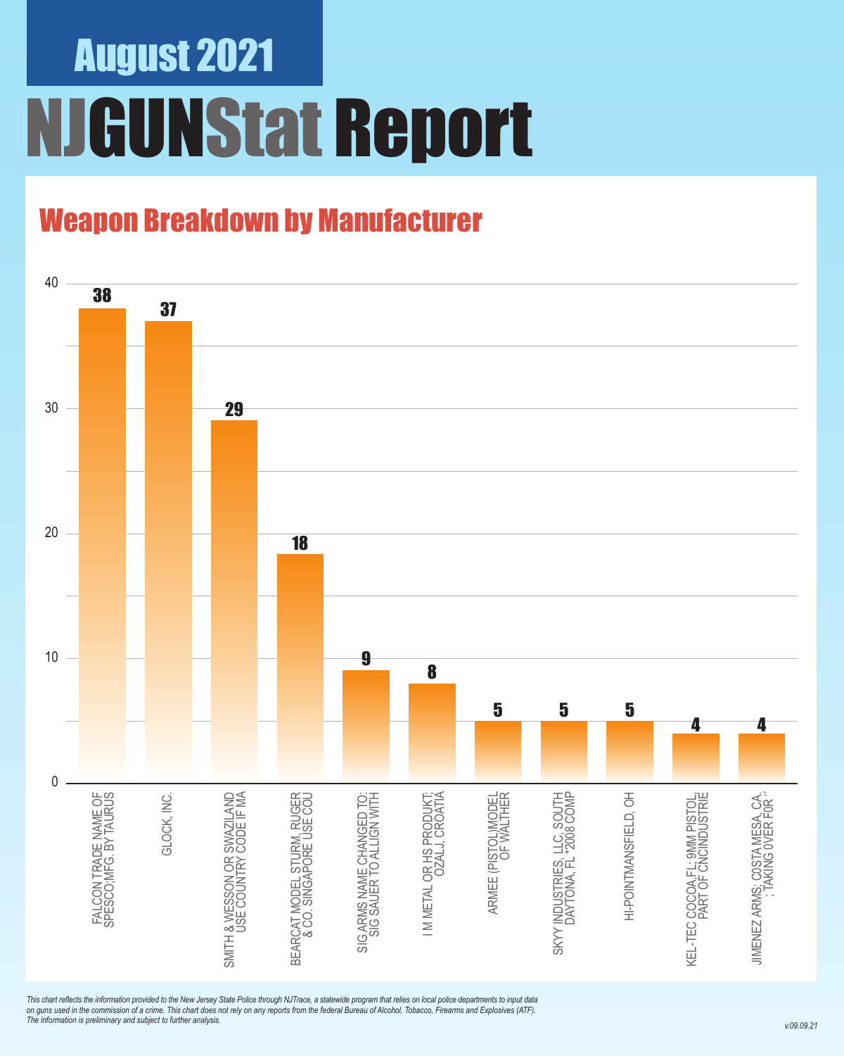# August 2021

# NJGUNStat Report

## Weapon Breakdown by Manufacturer

| Manufacturer | Count |
|---|---|
| FALCON TRADE NAME OF SPESCO;MFG. BY TAURUS | 38 |
| GLOCK, INC. | 37 |
| SMITH & WESSON OR SWAZILAND USE COUNTRY CODE IF MA | 29 |
| BEARCAT MODEL STURM, RUGER & CO. SINGAPORE USE COU | 18 |
| SIG ARMS NAME CHANGED TO: SIG SAUER TO ALLIGN WITH | 9 |
| I M METAL OR HS PRODUKT; OZALJ, CROATIA | 8 |
| ARMEE (PISTOL)MODEL OF WALTHER | 5 |
| SKYY INDUSTRIES, LLC, SOUTH DAYTONA, FL *2008 COMP | 5 |
| HI-POINTMANSFIELD, OH | 5 |
| KEL-TEC COCOA,FL; 9MM PISTOL, PART OF CNCINDUSTRIE | 4 |
| JIMENEZ ARMS; COSTA MESA, CA; ; TAKING OVER FOR '' | 4 |

*This chart reflects the information provided to the New Jersey State Police through NJTrace, a statewide program that relies on local police departments to input data on guns used in the commission of a crime. This chart does not rely on any reports from the federal Bureau of Alcohol, Tobacco, Firearms and Explosives (ATF). The information is preliminary and subject to further analysis.*

*v.09.09.21*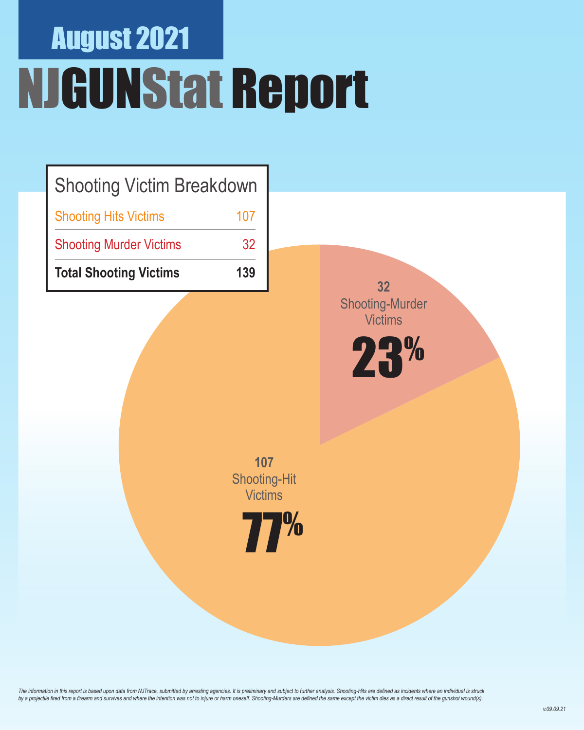## August 2021

# NJGUNStat Report

### Shooting Victim Breakdown

| | |
|---|---|
| Shooting Hits Victims | 107 |
| Shooting Murder Victims | 32 |
| **Total Shooting Victims** | **139** |

32
Shooting-Murder Victims
23%

107
Shooting-Hit Victims
77%

*The information in this report is based upon data from NJTrace, submitted by arresting agencies. It is preliminary and subject to further analysis. Shooting-Hits are defined as incidents where an individual is struck by a projectile fired from a firearm and survives and where the intention was not to injure or harm oneself. Shooting-Murders are defined the same except the victim dies as a direct result of the gunshot wound(s).*

*v.09.09.21*